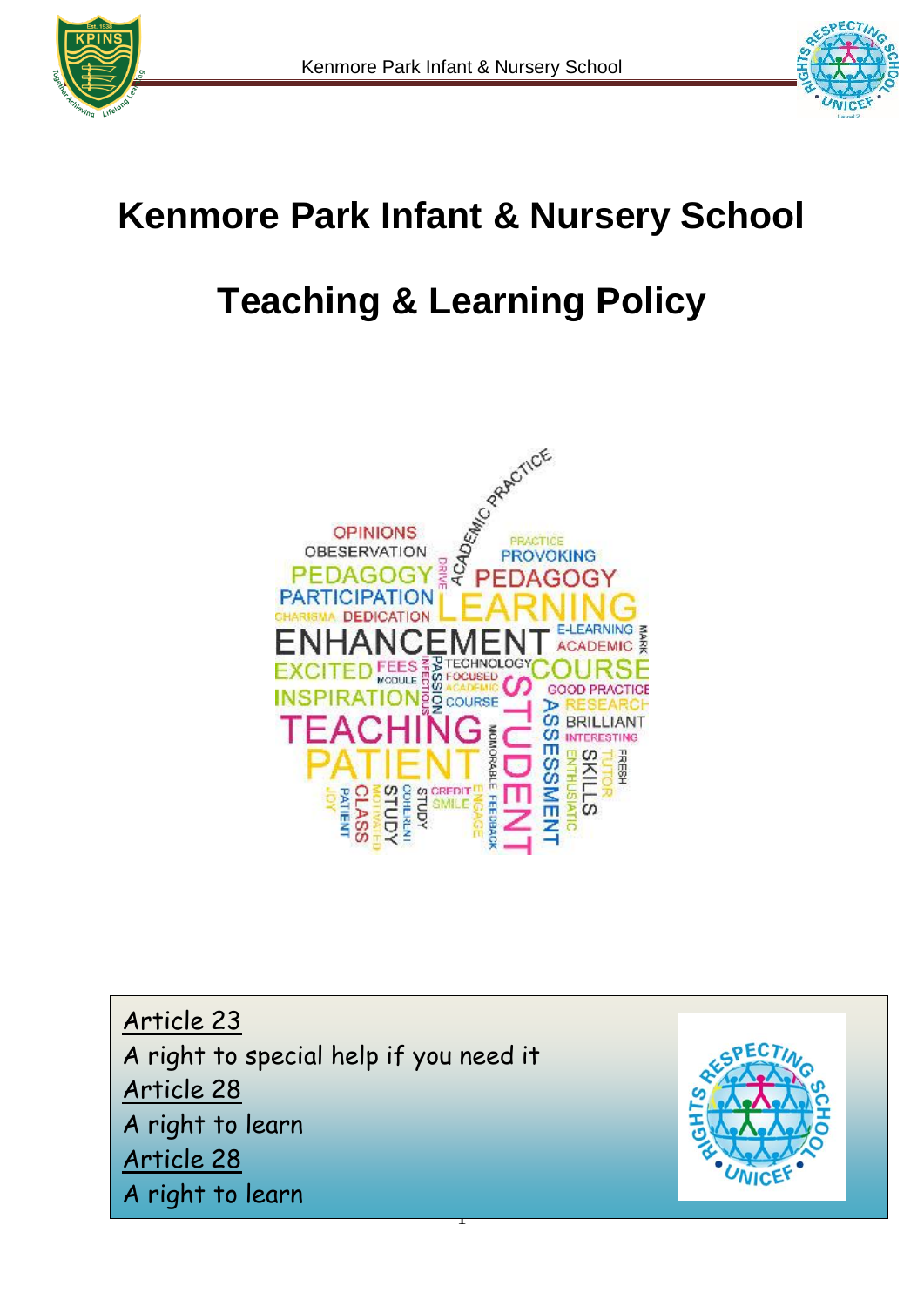# Kenmore Park Infant & Nursery School

# Teaching & Learning Policy

<u>Article 23</u>
A right to special help if you need it
<u>Article 28</u>
A right to learn
<u>Article 28</u>
A right to learn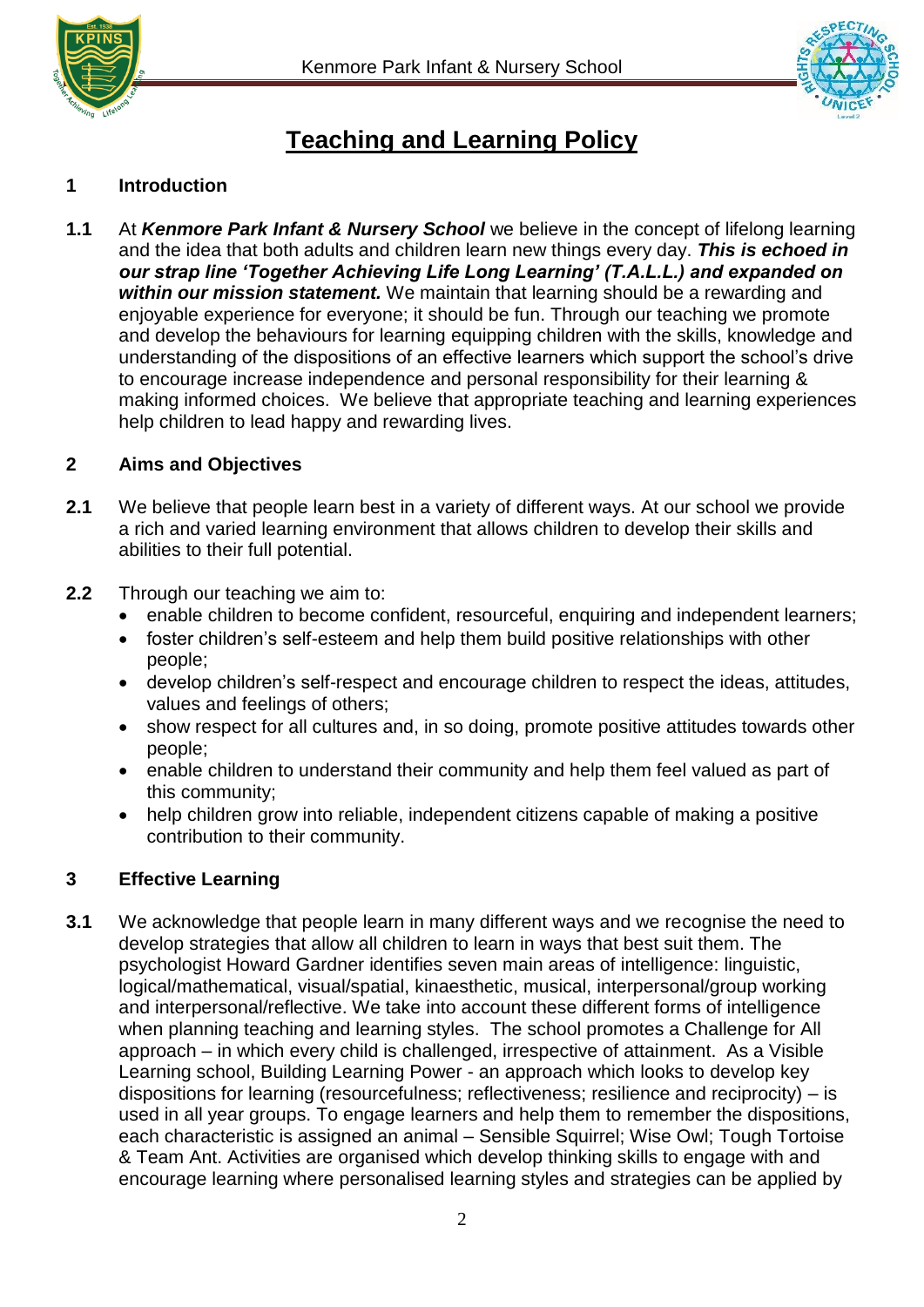# Teaching and Learning Policy

## 1 Introduction

**1.1** At ***Kenmore Park Infant & Nursery School*** we believe in the concept of lifelong learning and the idea that both adults and children learn new things every day. ***This is echoed in our strap line 'Together Achieving Life Long Learning' (T.A.L.L.) and expanded on within our mission statement.*** We maintain that learning should be a rewarding and enjoyable experience for everyone; it should be fun. Through our teaching we promote and develop the behaviours for learning equipping children with the skills, knowledge and understanding of the dispositions of an effective learners which support the school's drive to encourage increase independence and personal responsibility for their learning & making informed choices. We believe that appropriate teaching and learning experiences help children to lead happy and rewarding lives.

## 2 Aims and Objectives

**2.1** We believe that people learn best in a variety of different ways. At our school we provide a rich and varied learning environment that allows children to develop their skills and abilities to their full potential.

**2.2** Through our teaching we aim to:

- enable children to become confident, resourceful, enquiring and independent learners;
- foster children's self-esteem and help them build positive relationships with other people;
- develop children's self-respect and encourage children to respect the ideas, attitudes, values and feelings of others;
- show respect for all cultures and, in so doing, promote positive attitudes towards other people;
- enable children to understand their community and help them feel valued as part of this community;
- help children grow into reliable, independent citizens capable of making a positive contribution to their community.

## 3 Effective Learning

**3.1** We acknowledge that people learn in many different ways and we recognise the need to develop strategies that allow all children to learn in ways that best suit them. The psychologist Howard Gardner identifies seven main areas of intelligence: linguistic, logical/mathematical, visual/spatial, kinaesthetic, musical, interpersonal/group working and interpersonal/reflective. We take into account these different forms of intelligence when planning teaching and learning styles. The school promotes a Challenge for All approach – in which every child is challenged, irrespective of attainment. As a Visible Learning school, Building Learning Power - an approach which looks to develop key dispositions for learning (resourcefulness; reflectiveness; resilience and reciprocity) – is used in all year groups. To engage learners and help them to remember the dispositions, each characteristic is assigned an animal – Sensible Squirrel; Wise Owl; Tough Tortoise & Team Ant. Activities are organised which develop thinking skills to engage with and encourage learning where personalised learning styles and strategies can be applied by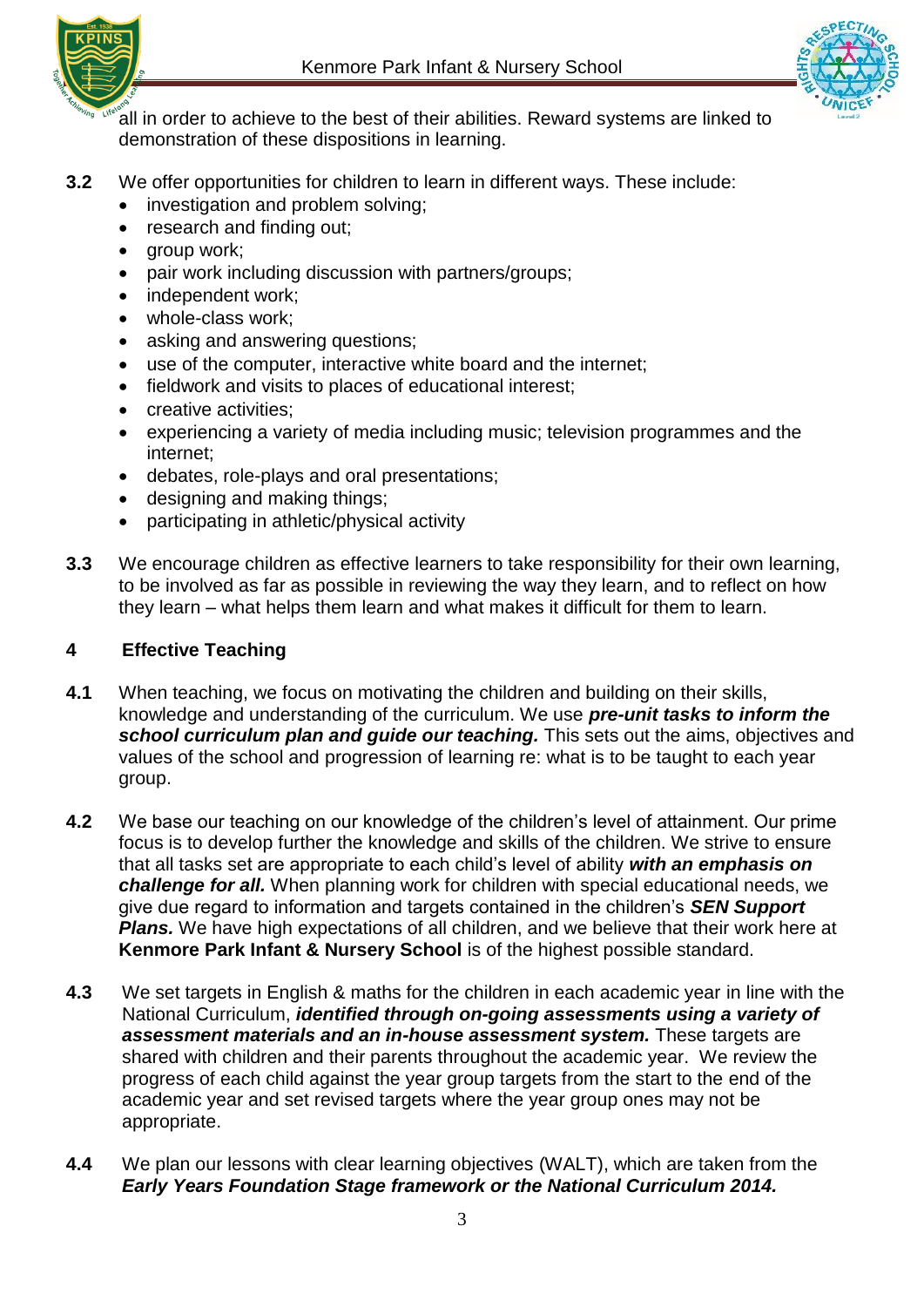all in order to achieve to the best of their abilities. Reward systems are linked to demonstration of these dispositions in learning.

**3.2** We offer opportunities for children to learn in different ways. These include:

- investigation and problem solving;
- research and finding out;
- group work;
- pair work including discussion with partners/groups;
- independent work;
- whole-class work;
- asking and answering questions;
- use of the computer, interactive white board and the internet;
- fieldwork and visits to places of educational interest;
- creative activities;
- experiencing a variety of media including music; television programmes and the internet;
- debates, role-plays and oral presentations;
- designing and making things;
- participating in athletic/physical activity

**3.3** We encourage children as effective learners to take responsibility for their own learning, to be involved as far as possible in reviewing the way they learn, and to reflect on how they learn – what helps them learn and what makes it difficult for them to learn.

## 4 Effective Teaching

**4.1** When teaching, we focus on motivating the children and building on their skills, knowledge and understanding of the curriculum. We use ***pre-unit tasks to inform the school curriculum plan and guide our teaching.*** This sets out the aims, objectives and values of the school and progression of learning re: what is to be taught to each year group.

**4.2** We base our teaching on our knowledge of the children's level of attainment. Our prime focus is to develop further the knowledge and skills of the children. We strive to ensure that all tasks set are appropriate to each child's level of ability ***with an emphasis on challenge for all.*** When planning work for children with special educational needs, we give due regard to information and targets contained in the children's ***SEN Support Plans.*** We have high expectations of all children, and we believe that their work here at **Kenmore Park Infant & Nursery School** is of the highest possible standard.

**4.3** We set targets in English & maths for the children in each academic year in line with the National Curriculum, ***identified through on-going assessments using a variety of assessment materials and an in-house assessment system.*** These targets are shared with children and their parents throughout the academic year. We review the progress of each child against the year group targets from the start to the end of the academic year and set revised targets where the year group ones may not be appropriate.

**4.4** We plan our lessons with clear learning objectives (WALT), which are taken from the ***Early Years Foundation Stage framework or the National Curriculum 2014.***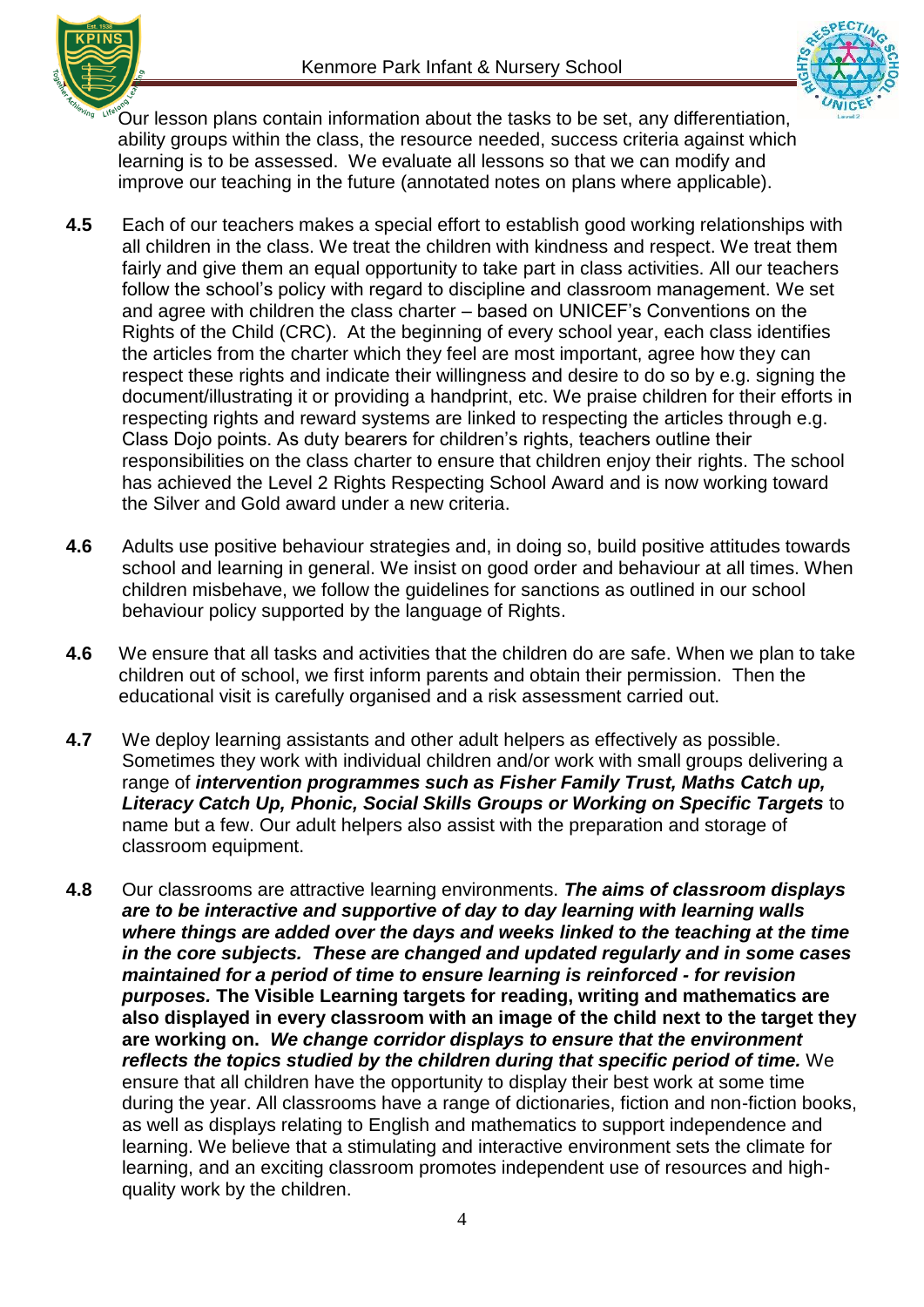Our lesson plans contain information about the tasks to be set, any differentiation, ability groups within the class, the resource needed, success criteria against which learning is to be assessed. We evaluate all lessons so that we can modify and improve our teaching in the future (annotated notes on plans where applicable).

**4.5** Each of our teachers makes a special effort to establish good working relationships with all children in the class. We treat the children with kindness and respect. We treat them fairly and give them an equal opportunity to take part in class activities. All our teachers follow the school's policy with regard to discipline and classroom management. We set and agree with children the class charter – based on UNICEF's Conventions on the Rights of the Child (CRC). At the beginning of every school year, each class identifies the articles from the charter which they feel are most important, agree how they can respect these rights and indicate their willingness and desire to do so by e.g. signing the document/illustrating it or providing a handprint, etc. We praise children for their efforts in respecting rights and reward systems are linked to respecting the articles through e.g. Class Dojo points. As duty bearers for children's rights, teachers outline their responsibilities on the class charter to ensure that children enjoy their rights. The school has achieved the Level 2 Rights Respecting School Award and is now working toward the Silver and Gold award under a new criteria.

**4.6** Adults use positive behaviour strategies and, in doing so, build positive attitudes towards school and learning in general. We insist on good order and behaviour at all times. When children misbehave, we follow the guidelines for sanctions as outlined in our school behaviour policy supported by the language of Rights.

**4.6** We ensure that all tasks and activities that the children do are safe. When we plan to take children out of school, we first inform parents and obtain their permission. Then the educational visit is carefully organised and a risk assessment carried out.

**4.7** We deploy learning assistants and other adult helpers as effectively as possible. Sometimes they work with individual children and/or work with small groups delivering a range of ***intervention programmes such as Fisher Family Trust, Maths Catch up, Literacy Catch Up, Phonic, Social Skills Groups or Working on Specific Targets*** to name but a few. Our adult helpers also assist with the preparation and storage of classroom equipment.

**4.8** Our classrooms are attractive learning environments. ***The aims of classroom displays are to be interactive and supportive of day to day learning with learning walls where things are added over the days and weeks linked to the teaching at the time in the core subjects. These are changed and updated regularly and in some cases maintained for a period of time to ensure learning is reinforced - for revision purposes.*** **The Visible Learning targets for reading, writing and mathematics are also displayed in every classroom with an image of the child next to the target they are working on.** ***We change corridor displays to ensure that the environment reflects the topics studied by the children during that specific period of time.*** We ensure that all children have the opportunity to display their best work at some time during the year. All classrooms have a range of dictionaries, fiction and non-fiction books, as well as displays relating to English and mathematics to support independence and learning. We believe that a stimulating and interactive environment sets the climate for learning, and an exciting classroom promotes independent use of resources and high-quality work by the children.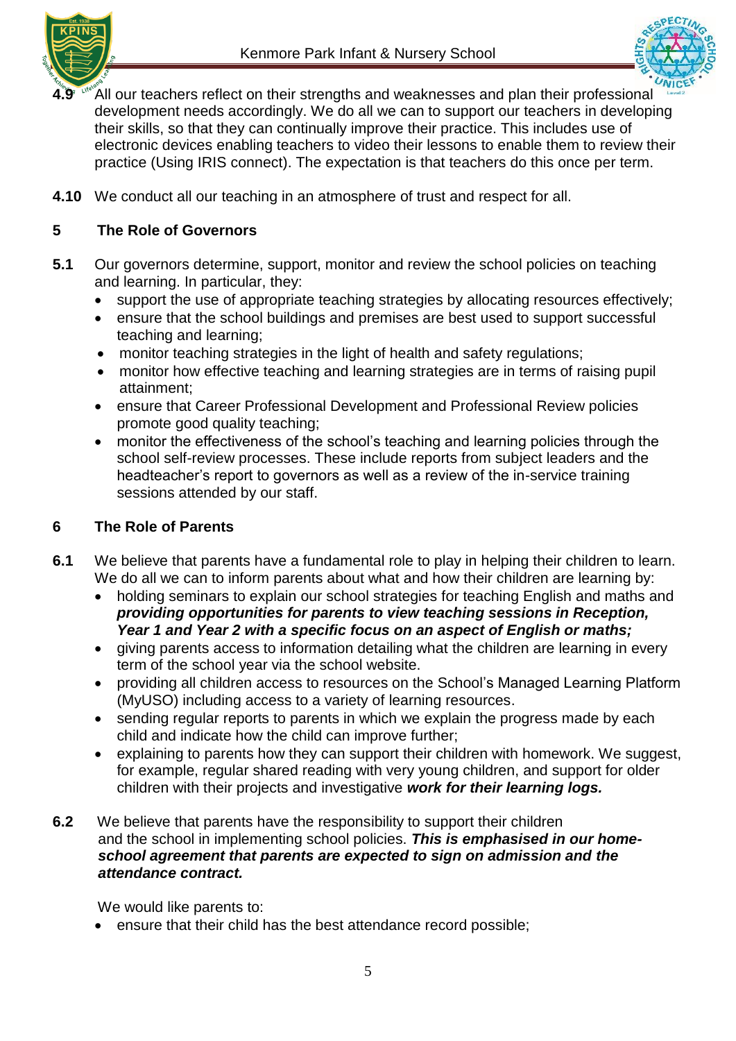**4.9** All our teachers reflect on their strengths and weaknesses and plan their professional development needs accordingly. We do all we can to support our teachers in developing their skills, so that they can continually improve their practice. This includes use of electronic devices enabling teachers to video their lessons to enable them to review their practice (Using IRIS connect). The expectation is that teachers do this once per term.

**4.10** We conduct all our teaching in an atmosphere of trust and respect for all.

## 5 The Role of Governors

**5.1** Our governors determine, support, monitor and review the school policies on teaching and learning. In particular, they:

- support the use of appropriate teaching strategies by allocating resources effectively;
- ensure that the school buildings and premises are best used to support successful teaching and learning;
- monitor teaching strategies in the light of health and safety regulations;
- monitor how effective teaching and learning strategies are in terms of raising pupil attainment;
- ensure that Career Professional Development and Professional Review policies promote good quality teaching;
- monitor the effectiveness of the school's teaching and learning policies through the school self-review processes. These include reports from subject leaders and the headteacher's report to governors as well as a review of the in-service training sessions attended by our staff.

## 6 The Role of Parents

**6.1** We believe that parents have a fundamental role to play in helping their children to learn. We do all we can to inform parents about what and how their children are learning by:

- holding seminars to explain our school strategies for teaching English and maths and ***providing opportunities for parents to view teaching sessions in Reception, Year 1 and Year 2 with a specific focus on an aspect of English or maths;***
- giving parents access to information detailing what the children are learning in every term of the school year via the school website.
- providing all children access to resources on the School's Managed Learning Platform (MyUSO) including access to a variety of learning resources.
- sending regular reports to parents in which we explain the progress made by each child and indicate how the child can improve further;
- explaining to parents how they can support their children with homework. We suggest, for example, regular shared reading with very young children, and support for older children with their projects and investigative ***work for their learning logs.***

**6.2** We believe that parents have the responsibility to support their children and the school in implementing school policies. ***This is emphasised in our home-school agreement that parents are expected to sign on admission and the attendance contract.***

We would like parents to:

- ensure that their child has the best attendance record possible;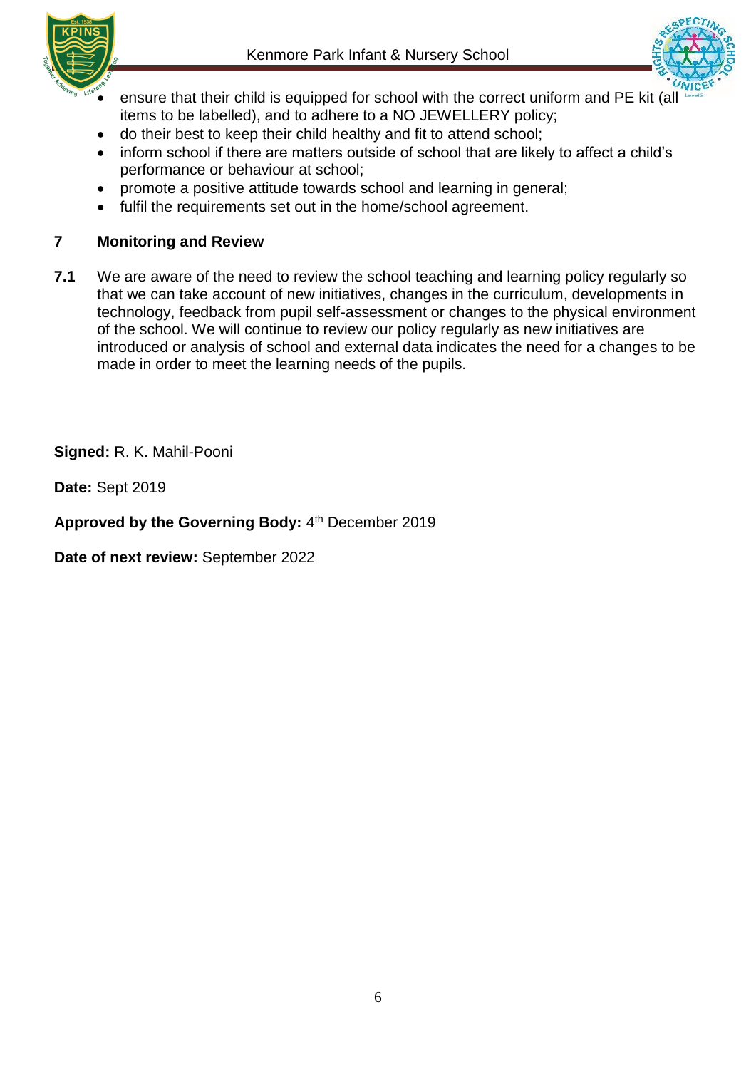- ensure that their child is equipped for school with the correct uniform and PE kit (all items to be labelled), and to adhere to a NO JEWELLERY policy;
- do their best to keep their child healthy and fit to attend school;
- inform school if there are matters outside of school that are likely to affect a child's performance or behaviour at school;
- promote a positive attitude towards school and learning in general;
- fulfil the requirements set out in the home/school agreement.

## 7 Monitoring and Review

**7.1** We are aware of the need to review the school teaching and learning policy regularly so that we can take account of new initiatives, changes in the curriculum, developments in technology, feedback from pupil self-assessment or changes to the physical environment of the school. We will continue to review our policy regularly as new initiatives are introduced or analysis of school and external data indicates the need for a changes to be made in order to meet the learning needs of the pupils.

**Signed:** R. K. Mahil-Pooni

**Date:** Sept 2019

**Approved by the Governing Body:** 4th December 2019

**Date of next review:** September 2022